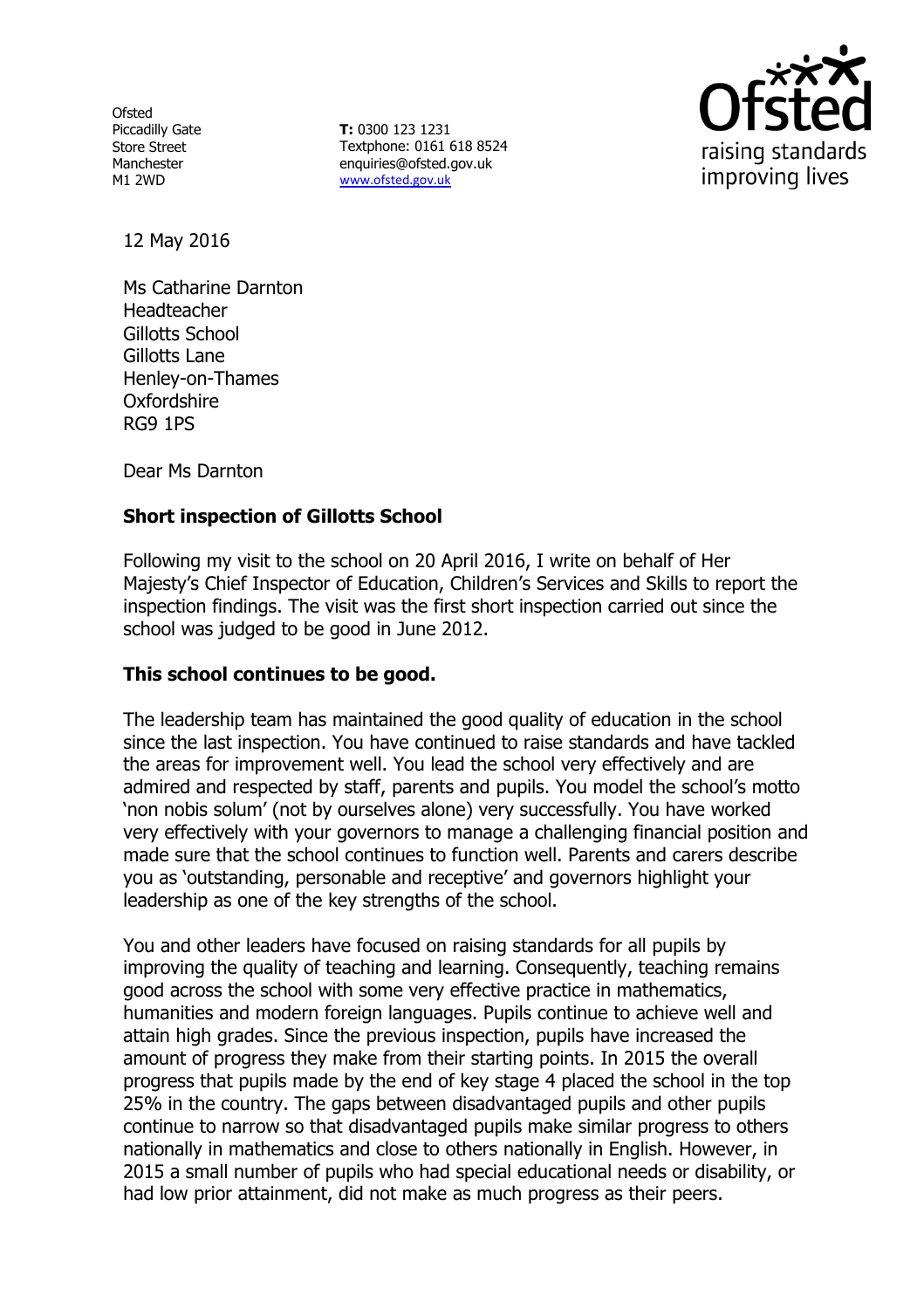Ofsted
Piccadilly Gate
Store Street
Manchester
M1 2WD

**T:** 0300 123 1231
Textphone: 0161 618 8524
enquiries@ofsted.gov.uk
www.ofsted.gov.uk

12 May 2016

Ms Catharine Darnton
Headteacher
Gillotts School
Gillotts Lane
Henley-on-Thames
Oxfordshire
RG9 1PS

Dear Ms Darnton

**Short inspection of Gillotts School**

Following my visit to the school on 20 April 2016, I write on behalf of Her Majesty's Chief Inspector of Education, Children's Services and Skills to report the inspection findings. The visit was the first short inspection carried out since the school was judged to be good in June 2012.

**This school continues to be good.**

The leadership team has maintained the good quality of education in the school since the last inspection. You have continued to raise standards and have tackled the areas for improvement well. You lead the school very effectively and are admired and respected by staff, parents and pupils. You model the school's motto 'non nobis solum' (not by ourselves alone) very successfully. You have worked very effectively with your governors to manage a challenging financial position and made sure that the school continues to function well. Parents and carers describe you as 'outstanding, personable and receptive' and governors highlight your leadership as one of the key strengths of the school.

You and other leaders have focused on raising standards for all pupils by improving the quality of teaching and learning. Consequently, teaching remains good across the school with some very effective practice in mathematics, humanities and modern foreign languages. Pupils continue to achieve well and attain high grades. Since the previous inspection, pupils have increased the amount of progress they make from their starting points. In 2015 the overall progress that pupils made by the end of key stage 4 placed the school in the top 25% in the country. The gaps between disadvantaged pupils and other pupils continue to narrow so that disadvantaged pupils make similar progress to others nationally in mathematics and close to others nationally in English. However, in 2015 a small number of pupils who had special educational needs or disability, or had low prior attainment, did not make as much progress as their peers.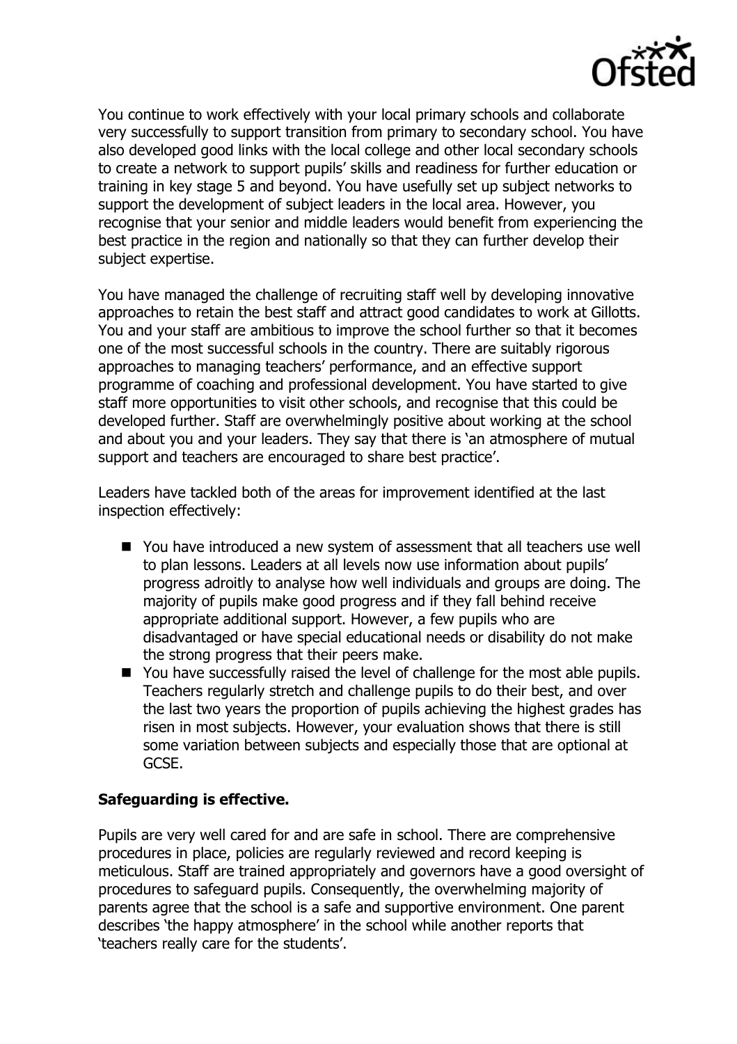You continue to work effectively with your local primary schools and collaborate very successfully to support transition from primary to secondary school. You have also developed good links with the local college and other local secondary schools to create a network to support pupils' skills and readiness for further education or training in key stage 5 and beyond. You have usefully set up subject networks to support the development of subject leaders in the local area. However, you recognise that your senior and middle leaders would benefit from experiencing the best practice in the region and nationally so that they can further develop their subject expertise.

You have managed the challenge of recruiting staff well by developing innovative approaches to retain the best staff and attract good candidates to work at Gillotts. You and your staff are ambitious to improve the school further so that it becomes one of the most successful schools in the country. There are suitably rigorous approaches to managing teachers' performance, and an effective support programme of coaching and professional development. You have started to give staff more opportunities to visit other schools, and recognise that this could be developed further. Staff are overwhelmingly positive about working at the school and about you and your leaders. They say that there is 'an atmosphere of mutual support and teachers are encouraged to share best practice'.

Leaders have tackled both of the areas for improvement identified at the last inspection effectively:

- You have introduced a new system of assessment that all teachers use well to plan lessons. Leaders at all levels now use information about pupils' progress adroitly to analyse how well individuals and groups are doing. The majority of pupils make good progress and if they fall behind receive appropriate additional support. However, a few pupils who are disadvantaged or have special educational needs or disability do not make the strong progress that their peers make.
- You have successfully raised the level of challenge for the most able pupils. Teachers regularly stretch and challenge pupils to do their best, and over the last two years the proportion of pupils achieving the highest grades has risen in most subjects. However, your evaluation shows that there is still some variation between subjects and especially those that are optional at GCSE.

**Safeguarding is effective.**

Pupils are very well cared for and are safe in school. There are comprehensive procedures in place, policies are regularly reviewed and record keeping is meticulous. Staff are trained appropriately and governors have a good oversight of procedures to safeguard pupils. Consequently, the overwhelming majority of parents agree that the school is a safe and supportive environment. One parent describes 'the happy atmosphere' in the school while another reports that 'teachers really care for the students'.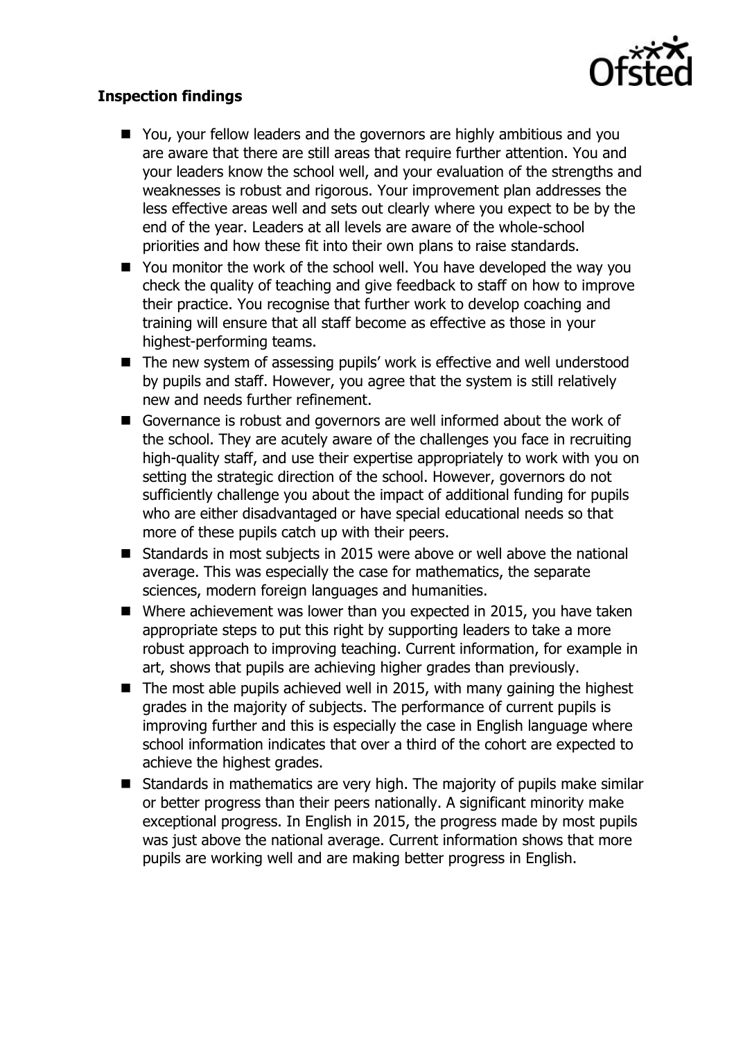**Inspection findings**

- You, your fellow leaders and the governors are highly ambitious and you are aware that there are still areas that require further attention. You and your leaders know the school well, and your evaluation of the strengths and weaknesses is robust and rigorous. Your improvement plan addresses the less effective areas well and sets out clearly where you expect to be by the end of the year. Leaders at all levels are aware of the whole-school priorities and how these fit into their own plans to raise standards.
- You monitor the work of the school well. You have developed the way you check the quality of teaching and give feedback to staff on how to improve their practice. You recognise that further work to develop coaching and training will ensure that all staff become as effective as those in your highest-performing teams.
- The new system of assessing pupils' work is effective and well understood by pupils and staff. However, you agree that the system is still relatively new and needs further refinement.
- Governance is robust and governors are well informed about the work of the school. They are acutely aware of the challenges you face in recruiting high-quality staff, and use their expertise appropriately to work with you on setting the strategic direction of the school. However, governors do not sufficiently challenge you about the impact of additional funding for pupils who are either disadvantaged or have special educational needs so that more of these pupils catch up with their peers.
- Standards in most subjects in 2015 were above or well above the national average. This was especially the case for mathematics, the separate sciences, modern foreign languages and humanities.
- Where achievement was lower than you expected in 2015, you have taken appropriate steps to put this right by supporting leaders to take a more robust approach to improving teaching. Current information, for example in art, shows that pupils are achieving higher grades than previously.
- The most able pupils achieved well in 2015, with many gaining the highest grades in the majority of subjects. The performance of current pupils is improving further and this is especially the case in English language where school information indicates that over a third of the cohort are expected to achieve the highest grades.
- Standards in mathematics are very high. The majority of pupils make similar or better progress than their peers nationally. A significant minority make exceptional progress. In English in 2015, the progress made by most pupils was just above the national average. Current information shows that more pupils are working well and are making better progress in English.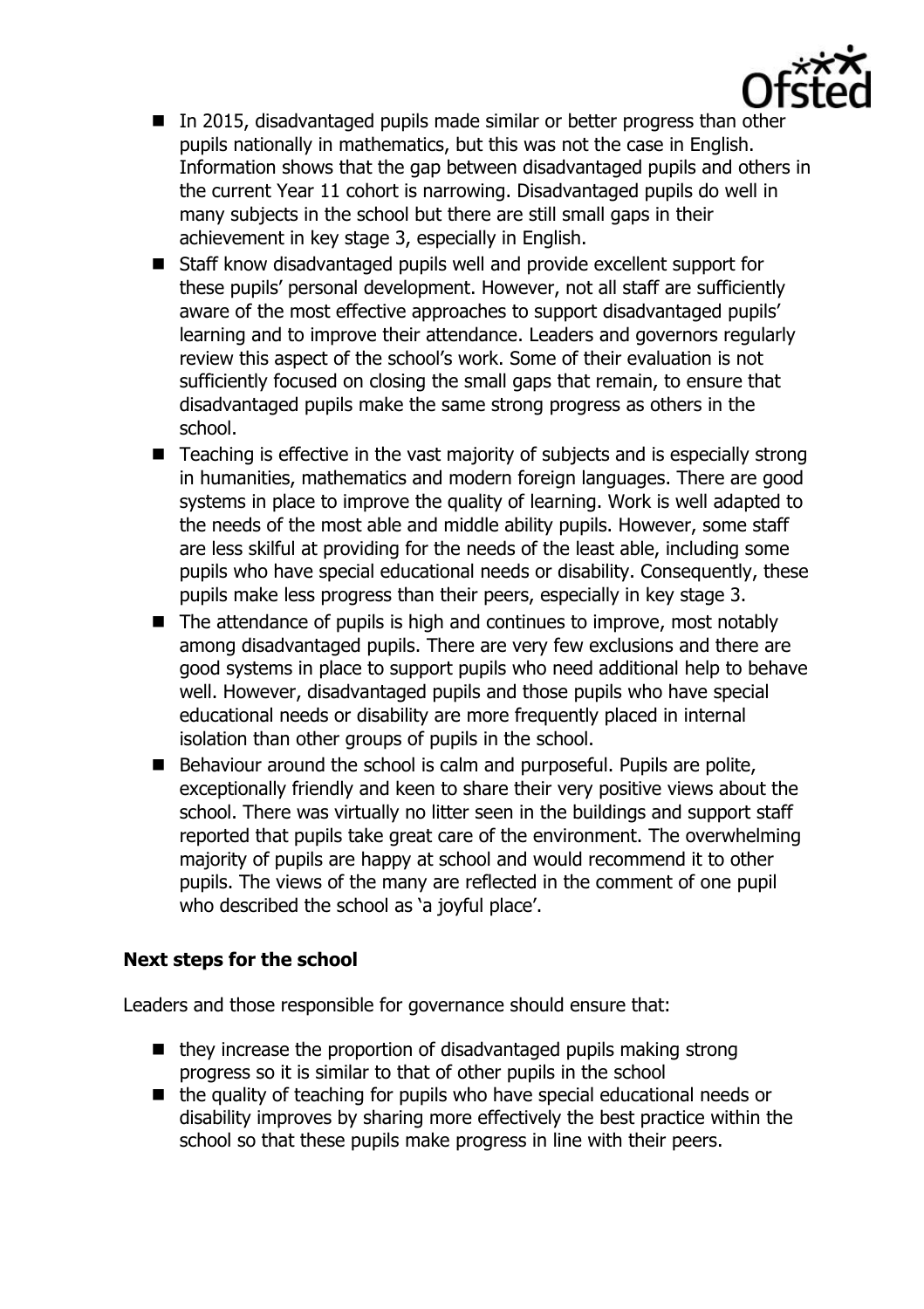- In 2015, disadvantaged pupils made similar or better progress than other pupils nationally in mathematics, but this was not the case in English. Information shows that the gap between disadvantaged pupils and others in the current Year 11 cohort is narrowing. Disadvantaged pupils do well in many subjects in the school but there are still small gaps in their achievement in key stage 3, especially in English.
- Staff know disadvantaged pupils well and provide excellent support for these pupils' personal development. However, not all staff are sufficiently aware of the most effective approaches to support disadvantaged pupils' learning and to improve their attendance. Leaders and governors regularly review this aspect of the school's work. Some of their evaluation is not sufficiently focused on closing the small gaps that remain, to ensure that disadvantaged pupils make the same strong progress as others in the school.
- Teaching is effective in the vast majority of subjects and is especially strong in humanities, mathematics and modern foreign languages. There are good systems in place to improve the quality of learning. Work is well adapted to the needs of the most able and middle ability pupils. However, some staff are less skilful at providing for the needs of the least able, including some pupils who have special educational needs or disability. Consequently, these pupils make less progress than their peers, especially in key stage 3.
- The attendance of pupils is high and continues to improve, most notably among disadvantaged pupils. There are very few exclusions and there are good systems in place to support pupils who need additional help to behave well. However, disadvantaged pupils and those pupils who have special educational needs or disability are more frequently placed in internal isolation than other groups of pupils in the school.
- Behaviour around the school is calm and purposeful. Pupils are polite, exceptionally friendly and keen to share their very positive views about the school. There was virtually no litter seen in the buildings and support staff reported that pupils take great care of the environment. The overwhelming majority of pupils are happy at school and would recommend it to other pupils. The views of the many are reflected in the comment of one pupil who described the school as 'a joyful place'.

**Next steps for the school**

Leaders and those responsible for governance should ensure that:

- they increase the proportion of disadvantaged pupils making strong progress so it is similar to that of other pupils in the school
- the quality of teaching for pupils who have special educational needs or disability improves by sharing more effectively the best practice within the school so that these pupils make progress in line with their peers.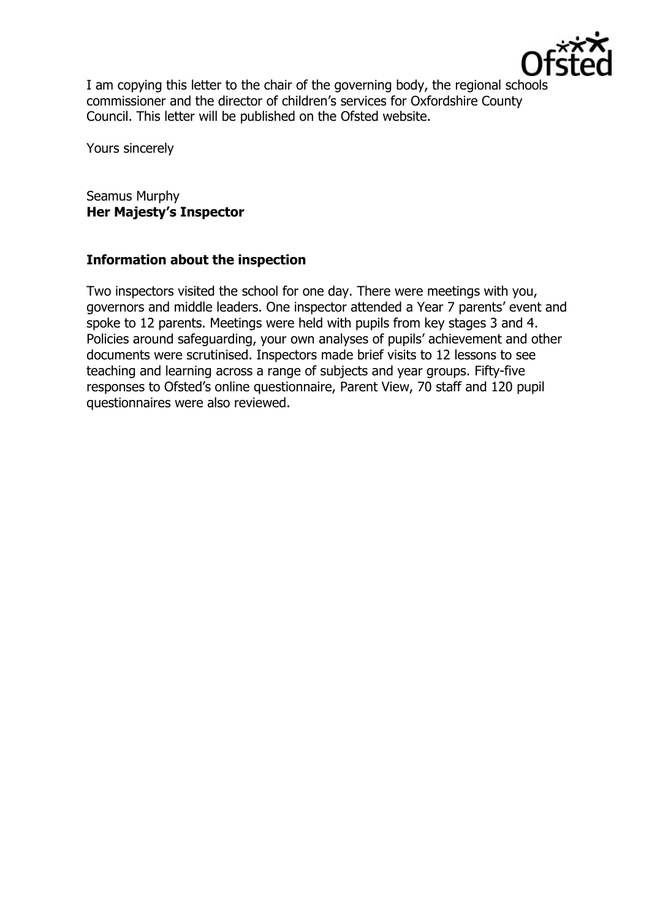I am copying this letter to the chair of the governing body, the regional schools commissioner and the director of children's services for Oxfordshire County Council. This letter will be published on the Ofsted website.

Yours sincerely

Seamus Murphy
**Her Majesty's Inspector**

## Information about the inspection

Two inspectors visited the school for one day. There were meetings with you, governors and middle leaders. One inspector attended a Year 7 parents' event and spoke to 12 parents. Meetings were held with pupils from key stages 3 and 4. Policies around safeguarding, your own analyses of pupils' achievement and other documents were scrutinised. Inspectors made brief visits to 12 lessons to see teaching and learning across a range of subjects and year groups. Fifty-five responses to Ofsted's online questionnaire, Parent View, 70 staff and 120 pupil questionnaires were also reviewed.